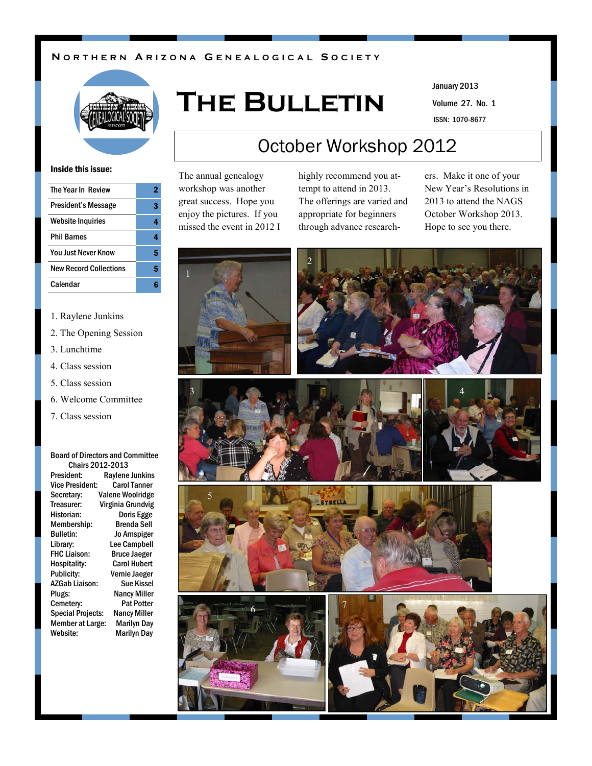Northern Arizona Genealogical Society

# The Bulletin

January 2013

Volume 27. No. 1

ISSN: 1070-8677

## October Workshop 2012

The annual genealogy workshop was another great success. Hope you enjoy the pictures. If you missed the event in 2012 I highly recommend you attempt to attend in 2013. The offerings are varied and appropriate for beginners through advance researchers. Make it one of your New Year's Resolutions in 2013 to attend the NAGS October Workshop 2013. Hope to see you there.

**Inside this issue:**

| | |
|---|---|
| The Year In Review | 2 |
| President's Message | 3 |
| Website Inquiries | 4 |
| Phil Barnes | 4 |
| You Just Never Know | 5 |
| New Record Collections | 5 |
| Calendar | 6 |

1. Raylene Junkins
2. The Opening Session
3. Lunchtime
4. Class session
5. Class session
6. Welcome Committee
7. Class session

**Board of Directors and Committee Chairs 2012-2013**

| | |
|---|---|
| President: | Raylene Junkins |
| Vice President: | Carol Tanner |
| Secretary: | Valene Woolridge |
| Treasurer: | Virginia Grundvig |
| Historian: | Doris Egge |
| Membership: | Brenda Sell |
| Bulletin: | Jo Arnspiger |
| Library: | Lee Campbell |
| FHC Liaison: | Bruce Jaeger |
| Hospitality: | Carol Hubert |
| Publicity: | Vernie Jaeger |
| AZGab Liaison: | Sue Kissel |
| Plugs: | Nancy Miller |
| Cemetery: | Pat Potter |
| Special Projects: | Nancy Miller |
| Member at Large: | Marilyn Day |
| Website: | Marilyn Day |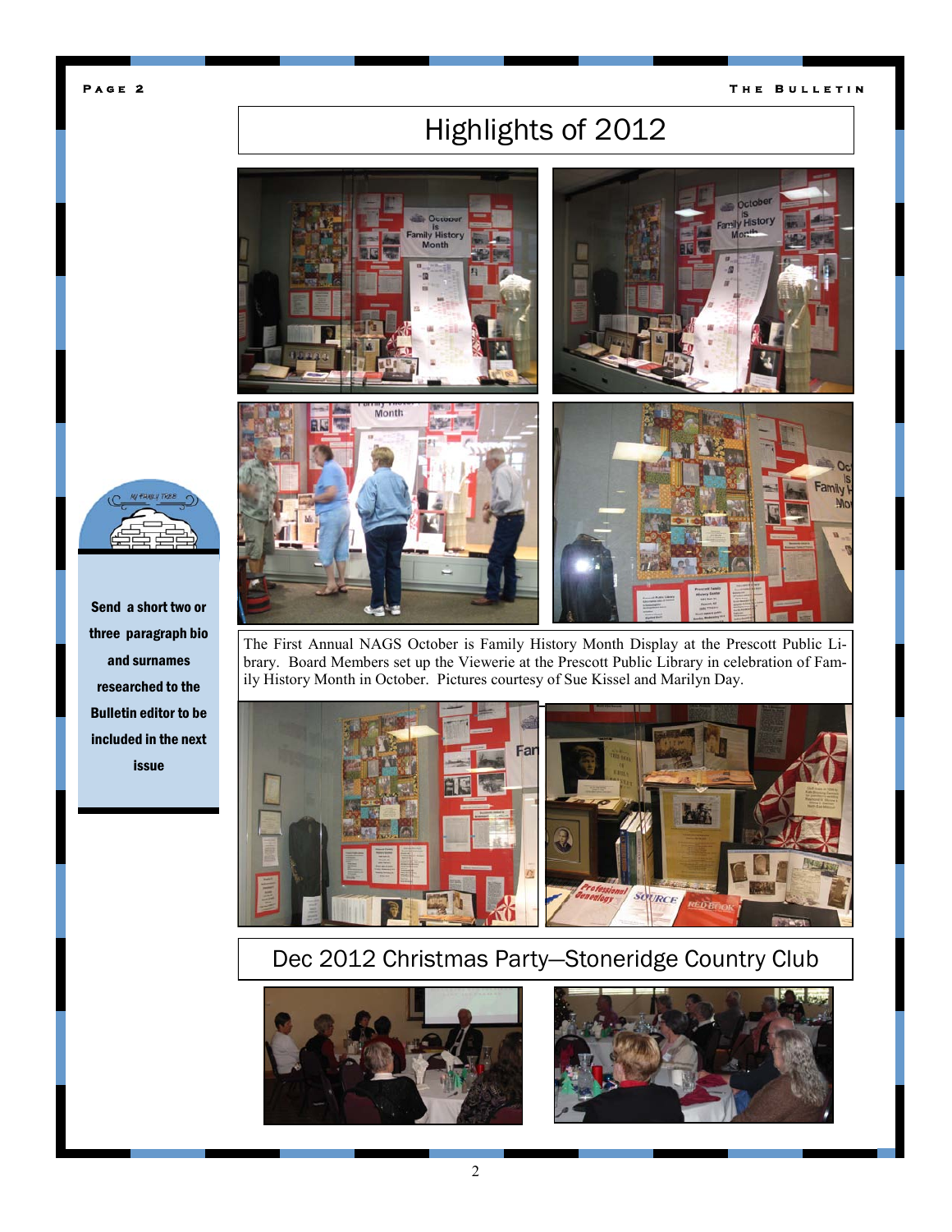# Highlights of 2012

The First Annual NAGS October is Family History Month Display at the Prescott Public Library. Board Members set up the Viewerie at the Prescott Public Library in celebration of Family History Month in October. Pictures courtesy of Sue Kissel and Marilyn Day.

Send a short two or three paragraph bio and surnames researched to the Bulletin editor to be included in the next issue

# Dec 2012 Christmas Party—Stoneridge Country Club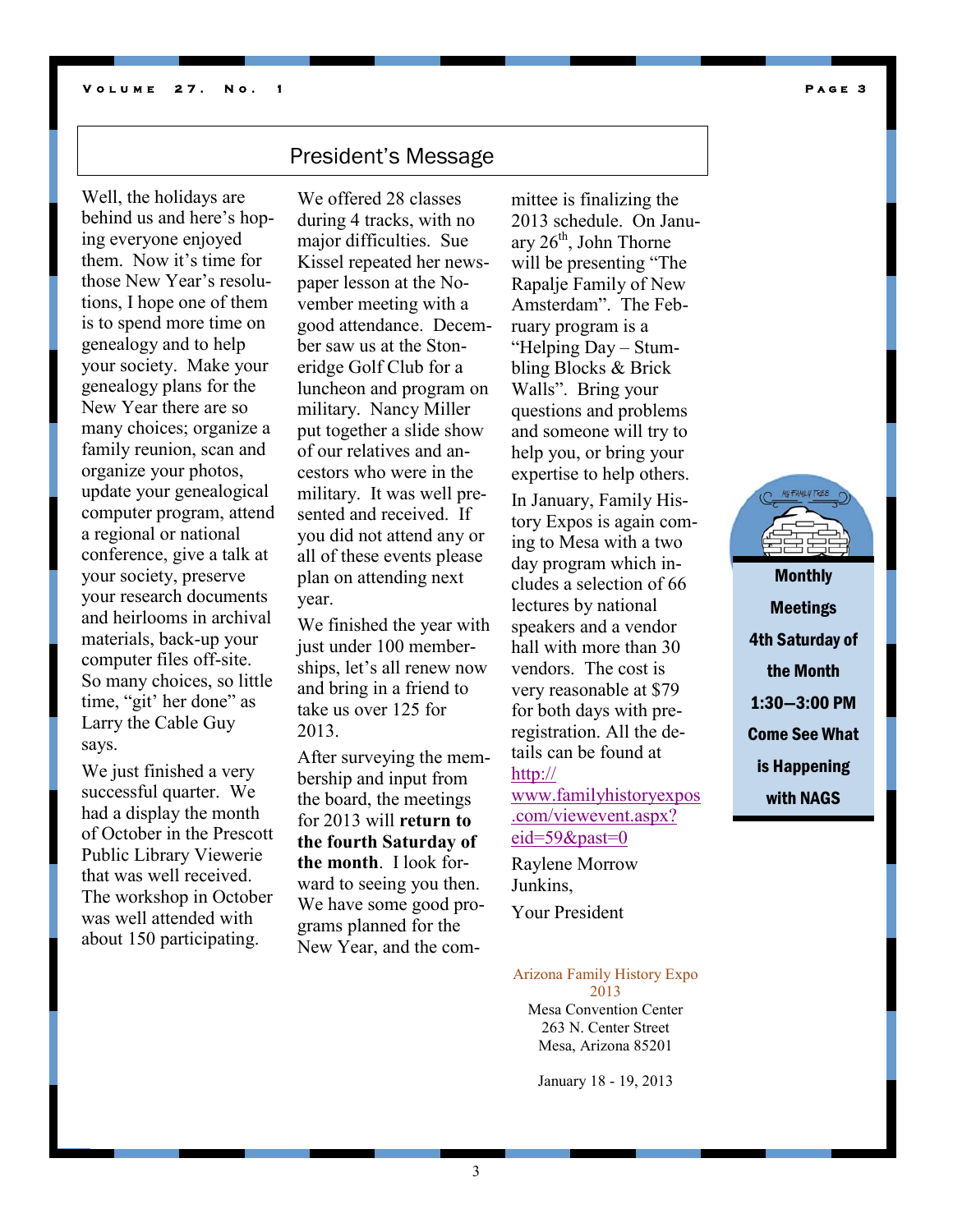## President's Message

Well, the holidays are behind us and here's hoping everyone enjoyed them. Now it's time for those New Year's resolutions, I hope one of them is to spend more time on genealogy and to help your society. Make your genealogy plans for the New Year there are so many choices; organize a family reunion, scan and organize your photos, update your genealogical computer program, attend a regional or national conference, give a talk at your society, preserve your research documents and heirlooms in archival materials, back-up your computer files off-site. So many choices, so little time, "git' her done" as Larry the Cable Guy says.

We just finished a very successful quarter. We had a display the month of October in the Prescott Public Library Viewerie that was well received. The workshop in October was well attended with about 150 participating. We offered 28 classes during 4 tracks, with no major difficulties. Sue Kissel repeated her newspaper lesson at the November meeting with a good attendance. December saw us at the Stoneridge Golf Club for a luncheon and program on military. Nancy Miller put together a slide show of our relatives and ancestors who were in the military. It was well presented and received. If you did not attend any or all of these events please plan on attending next year.

We finished the year with just under 100 memberships, let's all renew now and bring in a friend to take us over 125 for 2013.

After surveying the membership and input from the board, the meetings for 2013 will **return to the fourth Saturday of the month**. I look forward to seeing you then. We have some good programs planned for the New Year, and the committee is finalizing the 2013 schedule. On January 26th, John Thorne will be presenting "The Rapalje Family of New Amsterdam". The February program is a "Helping Day – Stumbling Blocks & Brick Walls". Bring your questions and problems and someone will try to help you, or bring your expertise to help others.

In January, Family History Expos is again coming to Mesa with a two day program which includes a selection of 66 lectures by national speakers and a vendor hall with more than 30 vendors. The cost is very reasonable at $79 for both days with pre-registration. All the details can be found at http://www.familyhistoryexpos.com/viewevent.aspx?eid=59&past=0

Raylene Morrow Junkins,

Your President

**Monthly Meetings 4th Saturday of the Month 1:30—3:00 PM Come See What is Happening with NAGS**

Arizona Family History Expo 2013
Mesa Convention Center
263 N. Center Street
Mesa, Arizona 85201

January 18 - 19, 2013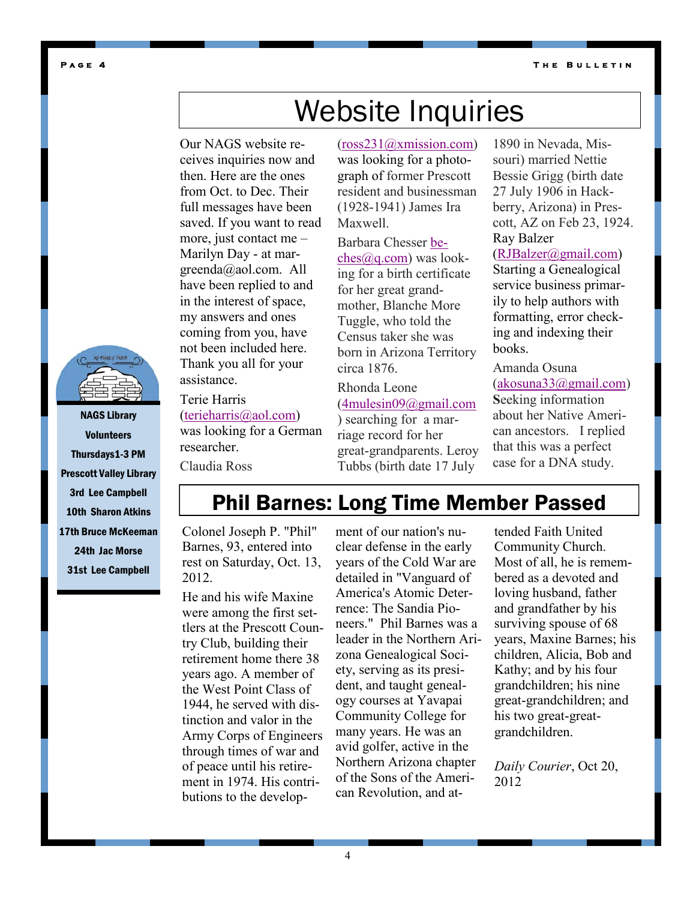# Website Inquiries

Our NAGS website receives inquiries now and then. Here are the ones from Oct. to Dec. Their full messages have been saved. If you want to read more, just contact me – Marilyn Day - at margreenda@aol.com. All have been replied to and in the interest of space, my answers and ones coming from you, have not been included here. Thank you all for your assistance.

Terie Harris (terieharris@aol.com) was looking for a German researcher.

Claudia Ross (ross231@xmission.com) was looking for a photograph of former Prescott resident and businessman (1928-1941) James Ira Maxwell.

Barbara Chesser (beches@q.com) was looking for a birth certificate for her great grandmother, Blanche More Tuggle, who told the Census taker she was born in Arizona Territory circa 1876.

Rhonda Leone (4mulesin09@gmail.com) searching for a marriage record for her great-grandparents. Leroy Tubbs (birth date 17 July 1890 in Nevada, Missouri) married Nettie Bessie Grigg (birth date 27 July 1906 in Hackberry, Arizona) in Prescott, AZ on Feb 23, 1924.

Ray Balzer (RJBalzer@gmail.com) Starting a Genealogical service business primarily to help authors with formatting, error checking and indexing their books.

Amanda Osuna (akosuna33@gmail.com) **S**eeking information about her Native American ancestors. I replied that this was a perfect case for a DNA study.

**NAGS Library Volunteers**
**Thursdays1-3 PM**
**Prescott Valley Library**

- **3rd Lee Campbell**
- **10th Sharon Atkins**
- **17th Bruce McKeeman**
- **24th Jac Morse**
- **31st Lee Campbell**

# Phil Barnes: Long Time Member Passed

Colonel Joseph P. "Phil" Barnes, 93, entered into rest on Saturday, Oct. 13, 2012.

He and his wife Maxine were among the first settlers at the Prescott Country Club, building their retirement home there 38 years ago. A member of the West Point Class of 1944, he served with distinction and valor in the Army Corps of Engineers through times of war and of peace until his retirement in 1974. His contributions to the development of our nation's nuclear defense in the early years of the Cold War are detailed in "Vanguard of America's Atomic Deterrence: The Sandia Pioneers." Phil Barnes was a leader in the Northern Arizona Genealogical Society, serving as its president, and taught genealogy courses at Yavapai Community College for many years. He was an avid golfer, active in the Northern Arizona chapter of the Sons of the American Revolution, and attended Faith United Community Church. Most of all, he is remembered as a devoted and loving husband, father and grandfather by his surviving spouse of 68 years, Maxine Barnes; his children, Alicia, Bob and Kathy; and by his four grandchildren; his nine great-grandchildren; and his two great-great-grandchildren.

*Daily Courier*, Oct 20, 2012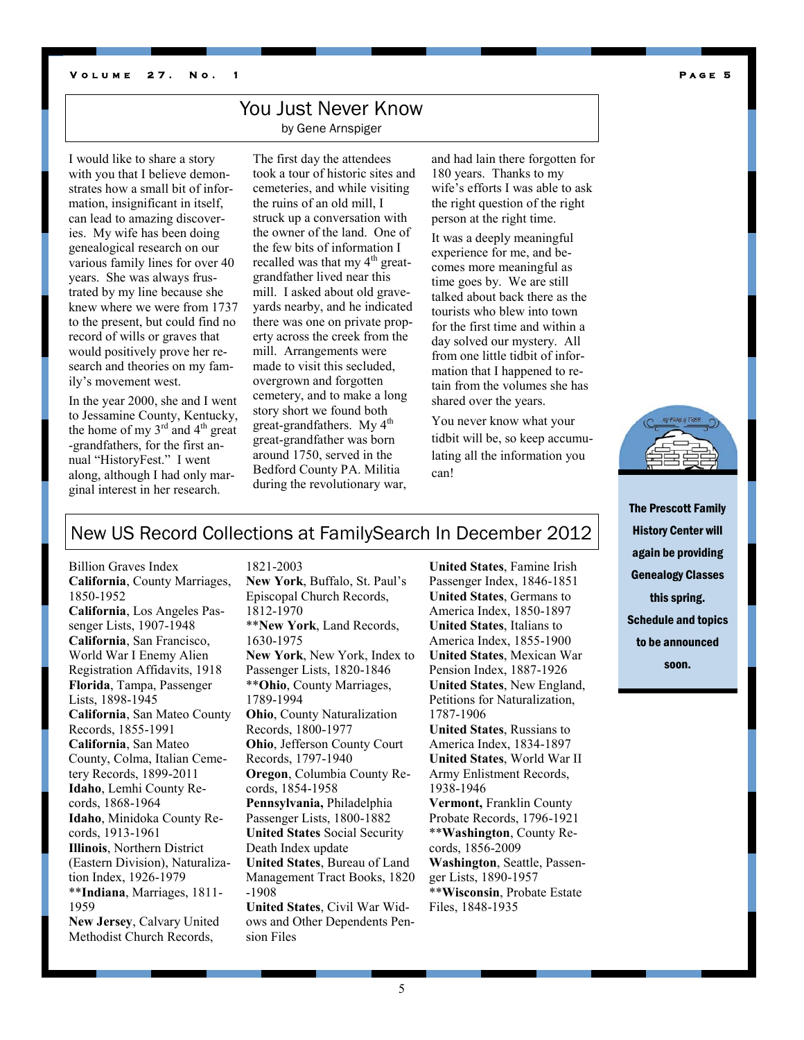## You Just Never Know

by Gene Arnspiger

I would like to share a story with you that I believe demonstrates how a small bit of information, insignificant in itself, can lead to amazing discoveries. My wife has been doing genealogical research on our various family lines for over 40 years. She was always frustrated by my line because she knew where we were from 1737 to the present, but could find no record of wills or graves that would positively prove her research and theories on my family's movement west.

In the year 2000, she and I went to Jessamine County, Kentucky, the home of my 3rd and 4th great-grandfathers, for the first annual "HistoryFest." I went along, although I had only marginal interest in her research.

The first day the attendees took a tour of historic sites and cemeteries, and while visiting the ruins of an old mill, I struck up a conversation with the owner of the land. One of the few bits of information I recalled was that my 4th great-grandfather lived near this mill. I asked about old graveyards nearby, and he indicated there was one on private property across the creek from the mill. Arrangements were made to visit this secluded, overgrown and forgotten cemetery, and to make a long story short we found both great-grandfathers. My 4th great-grandfather was born around 1750, served in the Bedford County PA. Militia during the revolutionary war, and had lain there forgotten for 180 years. Thanks to my wife's efforts I was able to ask the right question of the right person at the right time.

It was a deeply meaningful experience for me, and becomes more meaningful as time goes by. We are still talked about back there as the tourists who blew into town for the first time and within a day solved our mystery. All from one little tidbit of information that I happened to retain from the volumes she has shared over the years.

You never know what your tidbit will be, so keep accumulating all the information you can!

**The Prescott Family History Center will again be providing Genealogy Classes this spring. Schedule and topics to be announced soon.**

## New US Record Collections at FamilySearch In December 2012

Billion Graves Index
**California**, County Marriages, 1850-1952
**California**, Los Angeles Passenger Lists, 1907-1948
**California**, San Francisco, World War I Enemy Alien Registration Affidavits, 1918
**Florida**, Tampa, Passenger Lists, 1898-1945
**California**, San Mateo County Records, 1855-1991
**California**, San Mateo County, Colma, Italian Cemetery Records, 1899-2011
**Idaho**, Lemhi County Records, 1868-1964
**Idaho**, Minidoka County Records, 1913-1961
**Illinois**, Northern District (Eastern Division), Naturalization Index, 1926-1979
\*\***Indiana**, Marriages, 1811-1959
**New Jersey**, Calvary United Methodist Church Records, 1821-2003
**New York**, Buffalo, St. Paul's Episcopal Church Records, 1812-1970
\*\***New York**, Land Records, 1630-1975
**New York**, New York, Index to Passenger Lists, 1820-1846
\*\***Ohio**, County Marriages, 1789-1994
**Ohio**, County Naturalization Records, 1800-1977
**Ohio**, Jefferson County Court Records, 1797-1940
**Oregon**, Columbia County Records, 1854-1958
**Pennsylvania,** Philadelphia Passenger Lists, 1800-1882
**United States** Social Security Death Index update
**United States**, Bureau of Land Management Tract Books, 1820-1908
**United States**, Civil War Widows and Other Dependents Pension Files
**United States**, Famine Irish Passenger Index, 1846-1851
**United States**, Germans to America Index, 1850-1897
**United States**, Italians to America Index, 1855-1900
**United States**, Mexican War Pension Index, 1887-1926
**United States**, New England, Petitions for Naturalization, 1787-1906
**United States**, Russians to America Index, 1834-1897
**United States**, World War II Army Enlistment Records, 1938-1946
**Vermont,** Franklin County Probate Records, 1796-1921
\*\***Washington**, County Records, 1856-2009
**Washington**, Seattle, Passenger Lists, 1890-1957
\*\***Wisconsin**, Probate Estate Files, 1848-1935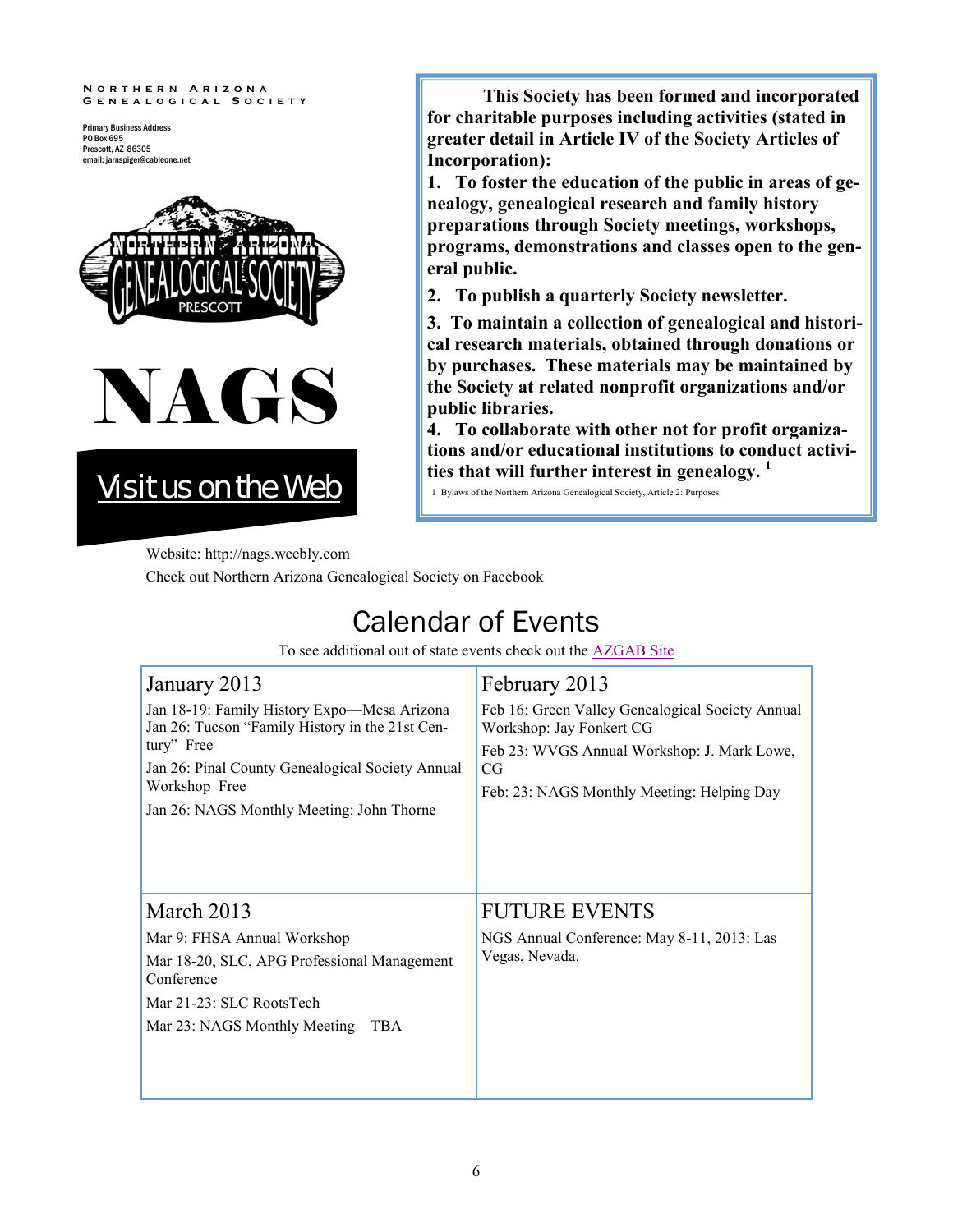NORTHERN ARIZONA
GENEALOGICAL SOCIETY

Primary Business Address
PO Box 695
Prescott, AZ 86305
email: jarnspiger@cableone.net

NORTHERN ARIZONA GENEALOGICAL SOCIETY PRESCOTT

# NAGS

**Visit us on the Web**

**This Society has been formed and incorporated for charitable purposes including activities (stated in greater detail in Article IV of the Society Articles of Incorporation):**

1. **To foster the education of the public in areas of genealogy, genealogical research and family history preparations through Society meetings, workshops, programs, demonstrations and classes open to the general public.**
2. **To publish a quarterly Society newsletter.**
3. **To maintain a collection of genealogical and historical research materials, obtained through donations or by purchases. These materials may be maintained by the Society at related nonprofit organizations and/or public libraries.**
4. **To collaborate with other not for profit organizations and/or educational institutions to conduct activities that will further interest in genealogy.** [1]

[1] Bylaws of the Northern Arizona Genealogical Society, Article 2: Purposes

Website: http://nags.weebly.com

Check out Northern Arizona Genealogical Society on Facebook

## Calendar of Events

To see additional out of state events check out the AZGAB Site

| | |
|---|---|
| **January 2013**<br>Jan 18-19: Family History Expo—Mesa Arizona<br>Jan 26: Tucson "Family History in the 21st Century" Free<br>Jan 26: Pinal County Genealogical Society Annual Workshop Free<br>Jan 26: NAGS Monthly Meeting: John Thorne | **February 2013**<br>Feb 16: Green Valley Genealogical Society Annual Workshop: Jay Fonkert CG<br>Feb 23: WVGS Annual Workshop: J. Mark Lowe, CG<br>Feb: 23: NAGS Monthly Meeting: Helping Day |
| **March 2013**<br>Mar 9: FHSA Annual Workshop<br>Mar 18-20, SLC, APG Professional Management Conference<br>Mar 21-23: SLC RootsTech<br>Mar 23: NAGS Monthly Meeting—TBA | **FUTURE EVENTS**<br>NGS Annual Conference: May 8-11, 2013: Las Vegas, Nevada. |